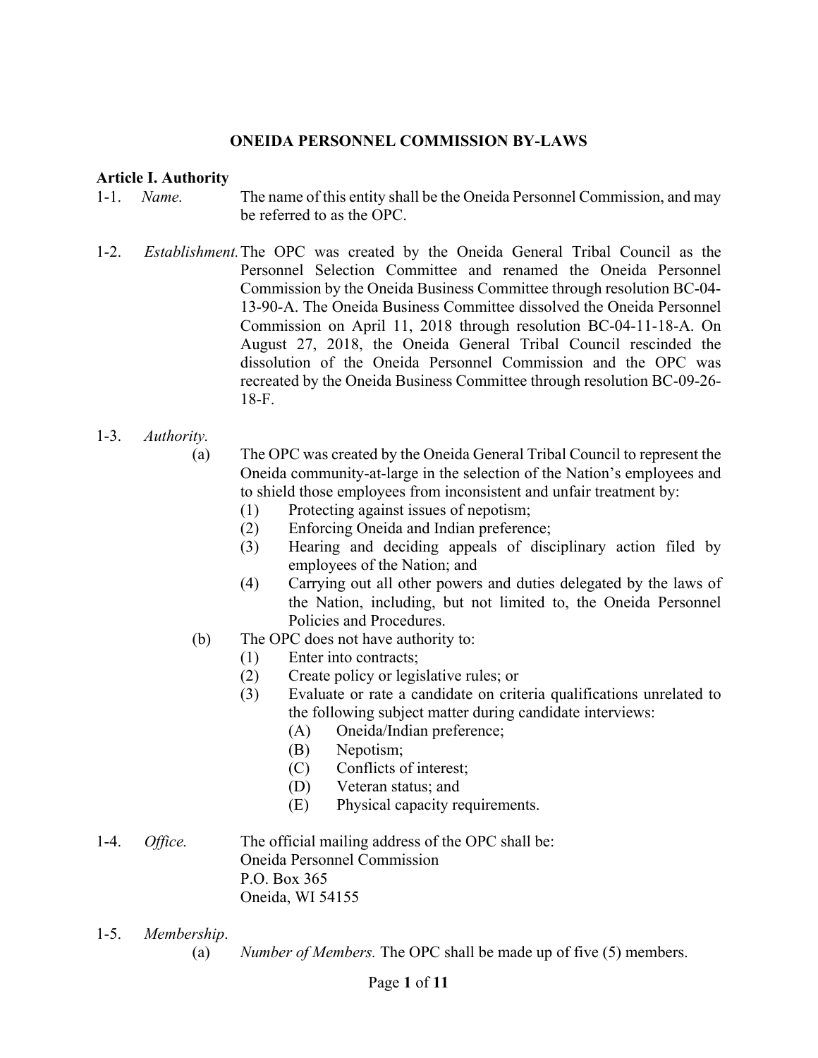# ONEIDA PERSONNEL COMMISSION BY-LAWS

## Article I. Authority

1-1. *Name.* The name of this entity shall be the Oneida Personnel Commission, and may be referred to as the OPC.

1-2. *Establishment.* The OPC was created by the Oneida General Tribal Council as the Personnel Selection Committee and renamed the Oneida Personnel Commission by the Oneida Business Committee through resolution BC-04-13-90-A. The Oneida Business Committee dissolved the Oneida Personnel Commission on April 11, 2018 through resolution BC-04-11-18-A. On August 27, 2018, the Oneida General Tribal Council rescinded the dissolution of the Oneida Personnel Commission and the OPC was recreated by the Oneida Business Committee through resolution BC-09-26-18-F.

1-3. *Authority.*

- (a) The OPC was created by the Oneida General Tribal Council to represent the Oneida community-at-large in the selection of the Nation's employees and to shield those employees from inconsistent and unfair treatment by:
  - (1) Protecting against issues of nepotism;
  - (2) Enforcing Oneida and Indian preference;
  - (3) Hearing and deciding appeals of disciplinary action filed by employees of the Nation; and
  - (4) Carrying out all other powers and duties delegated by the laws of the Nation, including, but not limited to, the Oneida Personnel Policies and Procedures.
- (b) The OPC does not have authority to:
  - (1) Enter into contracts;
  - (2) Create policy or legislative rules; or
  - (3) Evaluate or rate a candidate on criteria qualifications unrelated to the following subject matter during candidate interviews:
    - (A) Oneida/Indian preference;
    - (B) Nepotism;
    - (C) Conflicts of interest;
    - (D) Veteran status; and
    - (E) Physical capacity requirements.

1-4. *Office.* The official mailing address of the OPC shall be:
Oneida Personnel Commission
P.O. Box 365
Oneida, WI 54155

1-5. *Membership*.

- (a) *Number of Members.* The OPC shall be made up of five (5) members.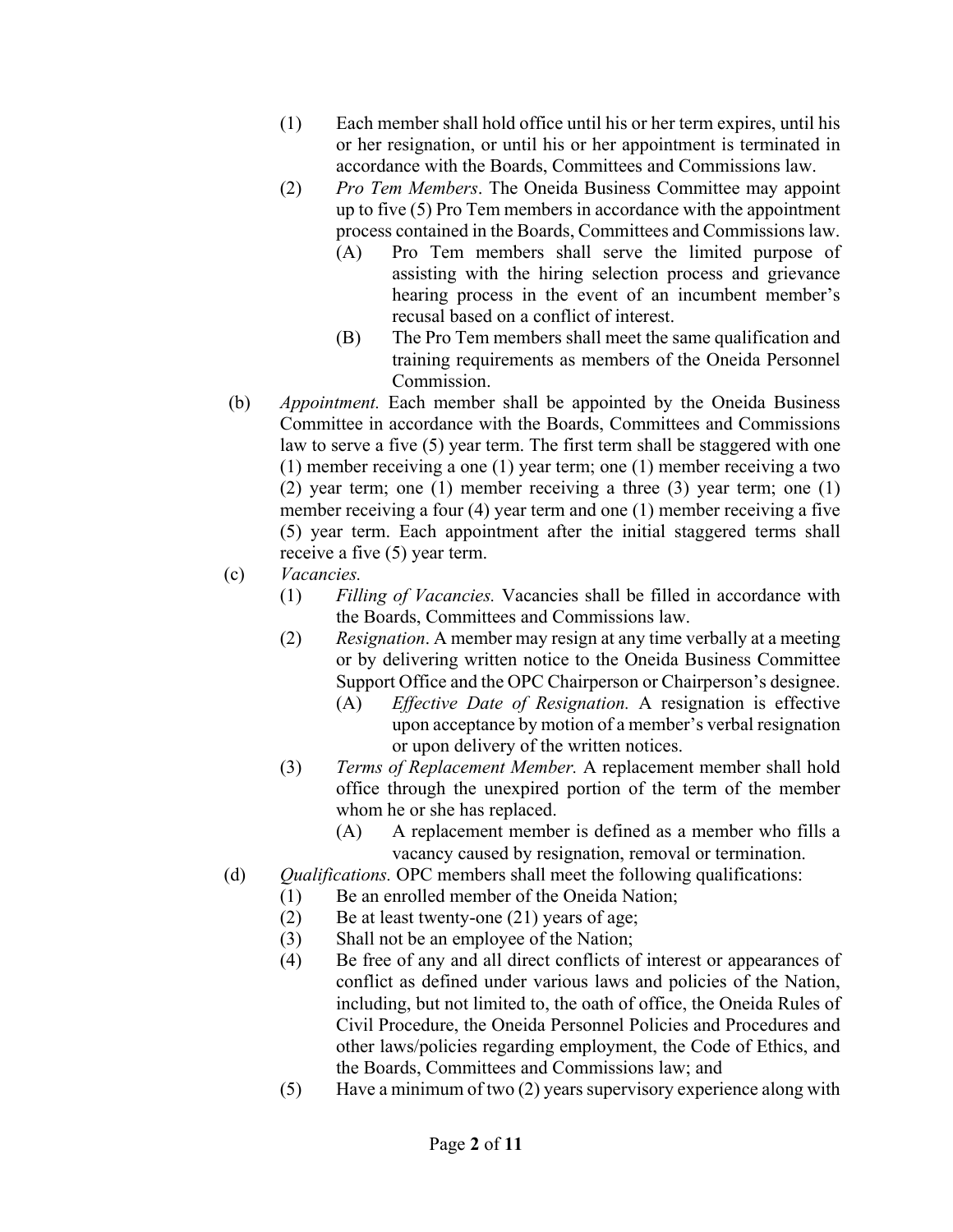(1) Each member shall hold office until his or her term expires, until his or her resignation, or until his or her appointment is terminated in accordance with the Boards, Committees and Commissions law.

(2) *Pro Tem Members*. The Oneida Business Committee may appoint up to five (5) Pro Tem members in accordance with the appointment process contained in the Boards, Committees and Commissions law.

(A) Pro Tem members shall serve the limited purpose of assisting with the hiring selection process and grievance hearing process in the event of an incumbent member's recusal based on a conflict of interest.

(B) The Pro Tem members shall meet the same qualification and training requirements as members of the Oneida Personnel Commission.

(b) *Appointment.* Each member shall be appointed by the Oneida Business Committee in accordance with the Boards, Committees and Commissions law to serve a five (5) year term. The first term shall be staggered with one (1) member receiving a one (1) year term; one (1) member receiving a two (2) year term; one (1) member receiving a three (3) year term; one (1) member receiving a four (4) year term and one (1) member receiving a five (5) year term. Each appointment after the initial staggered terms shall receive a five (5) year term.

(c) *Vacancies.*

(1) *Filling of Vacancies.* Vacancies shall be filled in accordance with the Boards, Committees and Commissions law.

(2) *Resignation*. A member may resign at any time verbally at a meeting or by delivering written notice to the Oneida Business Committee Support Office and the OPC Chairperson or Chairperson's designee.

(A) *Effective Date of Resignation.* A resignation is effective upon acceptance by motion of a member's verbal resignation or upon delivery of the written notices.

(3) *Terms of Replacement Member.* A replacement member shall hold office through the unexpired portion of the term of the member whom he or she has replaced.

(A) A replacement member is defined as a member who fills a vacancy caused by resignation, removal or termination.

(d) *Qualifications.* OPC members shall meet the following qualifications:

(1) Be an enrolled member of the Oneida Nation;

(2) Be at least twenty-one (21) years of age;

(3) Shall not be an employee of the Nation;

(4) Be free of any and all direct conflicts of interest or appearances of conflict as defined under various laws and policies of the Nation, including, but not limited to, the oath of office, the Oneida Rules of Civil Procedure, the Oneida Personnel Policies and Procedures and other laws/policies regarding employment, the Code of Ethics, and the Boards, Committees and Commissions law; and

(5) Have a minimum of two (2) years supervisory experience along with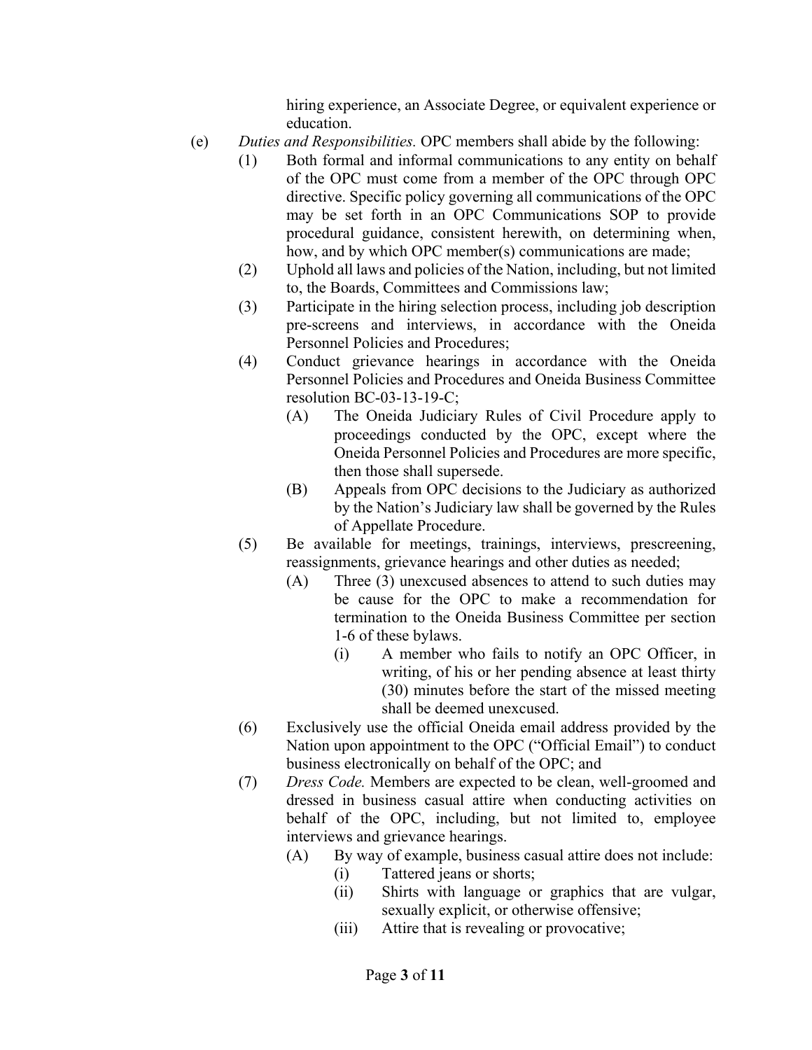hiring experience, an Associate Degree, or equivalent experience or education.

(e) *Duties and Responsibilities.* OPC members shall abide by the following:

  (1) Both formal and informal communications to any entity on behalf of the OPC must come from a member of the OPC through OPC directive. Specific policy governing all communications of the OPC may be set forth in an OPC Communications SOP to provide procedural guidance, consistent herewith, on determining when, how, and by which OPC member(s) communications are made;

  (2) Uphold all laws and policies of the Nation, including, but not limited to, the Boards, Committees and Commissions law;

  (3) Participate in the hiring selection process, including job description pre-screens and interviews, in accordance with the Oneida Personnel Policies and Procedures;

  (4) Conduct grievance hearings in accordance with the Oneida Personnel Policies and Procedures and Oneida Business Committee resolution BC-03-13-19-C;

    (A) The Oneida Judiciary Rules of Civil Procedure apply to proceedings conducted by the OPC, except where the Oneida Personnel Policies and Procedures are more specific, then those shall supersede.

    (B) Appeals from OPC decisions to the Judiciary as authorized by the Nation's Judiciary law shall be governed by the Rules of Appellate Procedure.

  (5) Be available for meetings, trainings, interviews, prescreening, reassignments, grievance hearings and other duties as needed;

    (A) Three (3) unexcused absences to attend to such duties may be cause for the OPC to make a recommendation for termination to the Oneida Business Committee per section 1-6 of these bylaws.

      (i) A member who fails to notify an OPC Officer, in writing, of his or her pending absence at least thirty (30) minutes before the start of the missed meeting shall be deemed unexcused.

  (6) Exclusively use the official Oneida email address provided by the Nation upon appointment to the OPC ("Official Email") to conduct business electronically on behalf of the OPC; and

  (7) *Dress Code.* Members are expected to be clean, well-groomed and dressed in business casual attire when conducting activities on behalf of the OPC, including, but not limited to, employee interviews and grievance hearings.

    (A) By way of example, business casual attire does not include:

      (i) Tattered jeans or shorts;

      (ii) Shirts with language or graphics that are vulgar, sexually explicit, or otherwise offensive;

      (iii) Attire that is revealing or provocative;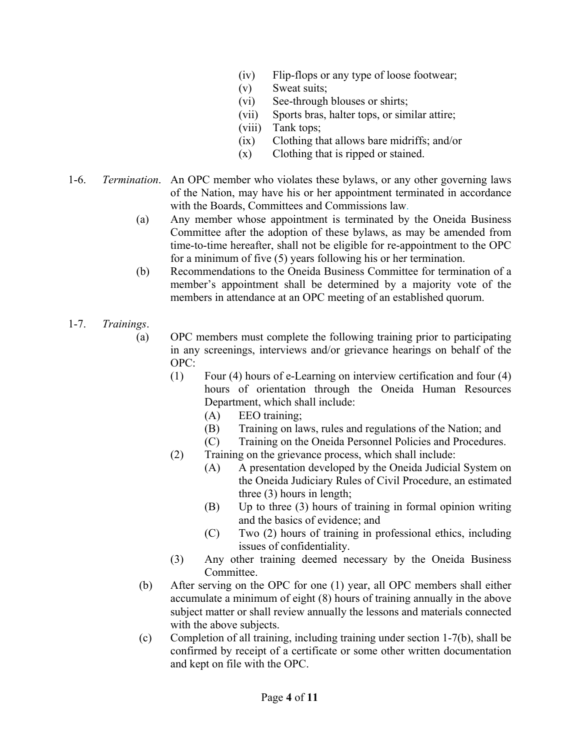(iv) Flip-flops or any type of loose footwear;
(v) Sweat suits;
(vi) See-through blouses or shirts;
(vii) Sports bras, halter tops, or similar attire;
(viii) Tank tops;
(ix) Clothing that allows bare midriffs; and/or
(x) Clothing that is ripped or stained.

1-6. *Termination*. An OPC member who violates these bylaws, or any other governing laws of the Nation, may have his or her appointment terminated in accordance with the Boards, Committees and Commissions law.

(a) Any member whose appointment is terminated by the Oneida Business Committee after the adoption of these bylaws, as may be amended from time-to-time hereafter, shall not be eligible for re-appointment to the OPC for a minimum of five (5) years following his or her termination.

(b) Recommendations to the Oneida Business Committee for termination of a member's appointment shall be determined by a majority vote of the members in attendance at an OPC meeting of an established quorum.

1-7. *Trainings*.

(a) OPC members must complete the following training prior to participating in any screenings, interviews and/or grievance hearings on behalf of the OPC:

(1) Four (4) hours of e-Learning on interview certification and four (4) hours of orientation through the Oneida Human Resources Department, which shall include:

(A) EEO training;
(B) Training on laws, rules and regulations of the Nation; and
(C) Training on the Oneida Personnel Policies and Procedures.

(2) Training on the grievance process, which shall include:

(A) A presentation developed by the Oneida Judicial System on the Oneida Judiciary Rules of Civil Procedure, an estimated three (3) hours in length;
(B) Up to three (3) hours of training in formal opinion writing and the basics of evidence; and
(C) Two (2) hours of training in professional ethics, including issues of confidentiality.

(3) Any other training deemed necessary by the Oneida Business Committee.

(b) After serving on the OPC for one (1) year, all OPC members shall either accumulate a minimum of eight (8) hours of training annually in the above subject matter or shall review annually the lessons and materials connected with the above subjects.

(c) Completion of all training, including training under section 1-7(b), shall be confirmed by receipt of a certificate or some other written documentation and kept on file with the OPC.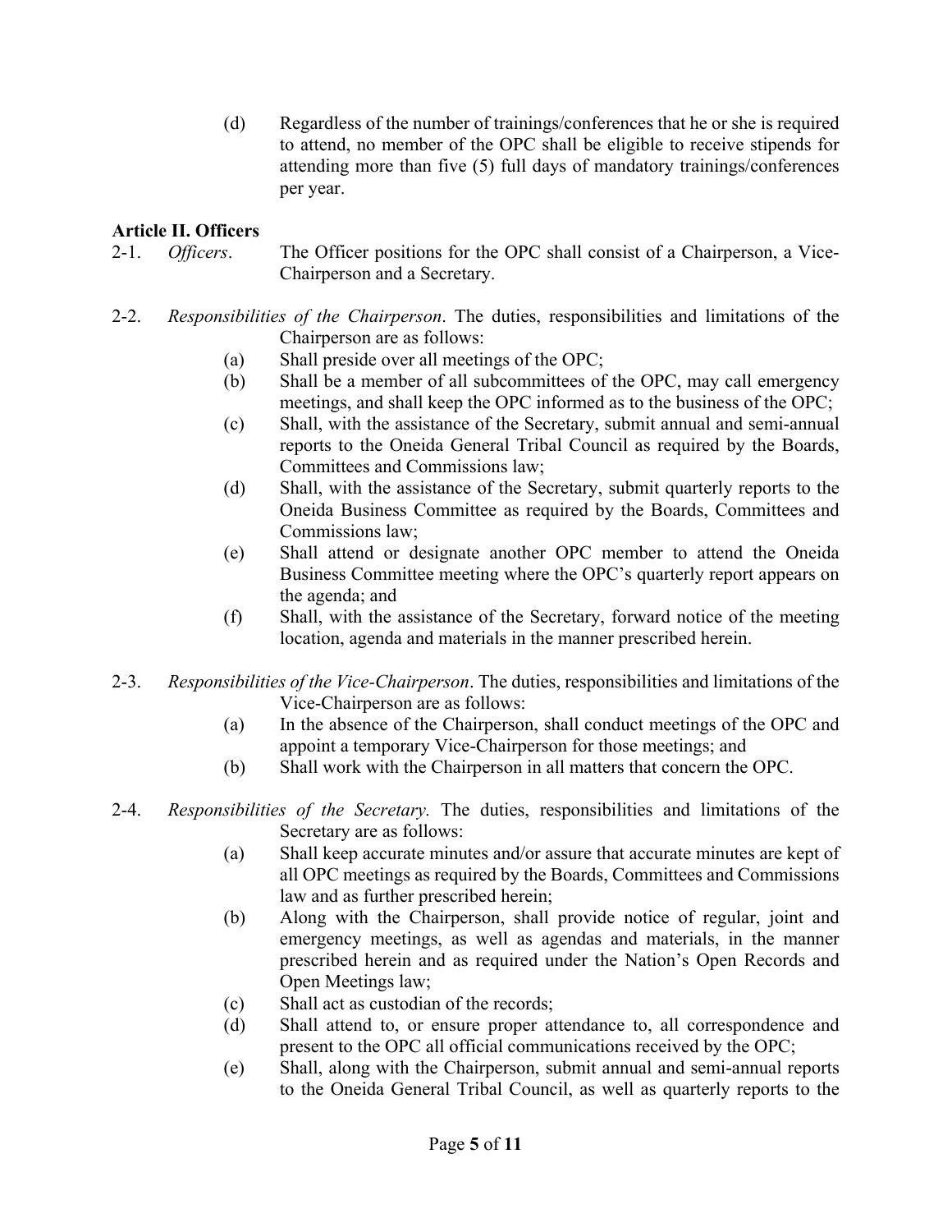(d) Regardless of the number of trainings/conferences that he or she is required to attend, no member of the OPC shall be eligible to receive stipends for attending more than five (5) full days of mandatory trainings/conferences per year.

**Article II. Officers**

2-1. *Officers*. The Officer positions for the OPC shall consist of a Chairperson, a Vice-Chairperson and a Secretary.

2-2. *Responsibilities of the Chairperson*. The duties, responsibilities and limitations of the Chairperson are as follows:

(a) Shall preside over all meetings of the OPC;

(b) Shall be a member of all subcommittees of the OPC, may call emergency meetings, and shall keep the OPC informed as to the business of the OPC;

(c) Shall, with the assistance of the Secretary, submit annual and semi-annual reports to the Oneida General Tribal Council as required by the Boards, Committees and Commissions law;

(d) Shall, with the assistance of the Secretary, submit quarterly reports to the Oneida Business Committee as required by the Boards, Committees and Commissions law;

(e) Shall attend or designate another OPC member to attend the Oneida Business Committee meeting where the OPC's quarterly report appears on the agenda; and

(f) Shall, with the assistance of the Secretary, forward notice of the meeting location, agenda and materials in the manner prescribed herein.

2-3. *Responsibilities of the Vice-Chairperson*. The duties, responsibilities and limitations of the Vice-Chairperson are as follows:

(a) In the absence of the Chairperson, shall conduct meetings of the OPC and appoint a temporary Vice-Chairperson for those meetings; and

(b) Shall work with the Chairperson in all matters that concern the OPC.

2-4. *Responsibilities of the Secretary.* The duties, responsibilities and limitations of the Secretary are as follows:

(a) Shall keep accurate minutes and/or assure that accurate minutes are kept of all OPC meetings as required by the Boards, Committees and Commissions law and as further prescribed herein;

(b) Along with the Chairperson, shall provide notice of regular, joint and emergency meetings, as well as agendas and materials, in the manner prescribed herein and as required under the Nation's Open Records and Open Meetings law;

(c) Shall act as custodian of the records;

(d) Shall attend to, or ensure proper attendance to, all correspondence and present to the OPC all official communications received by the OPC;

(e) Shall, along with the Chairperson, submit annual and semi-annual reports to the Oneida General Tribal Council, as well as quarterly reports to the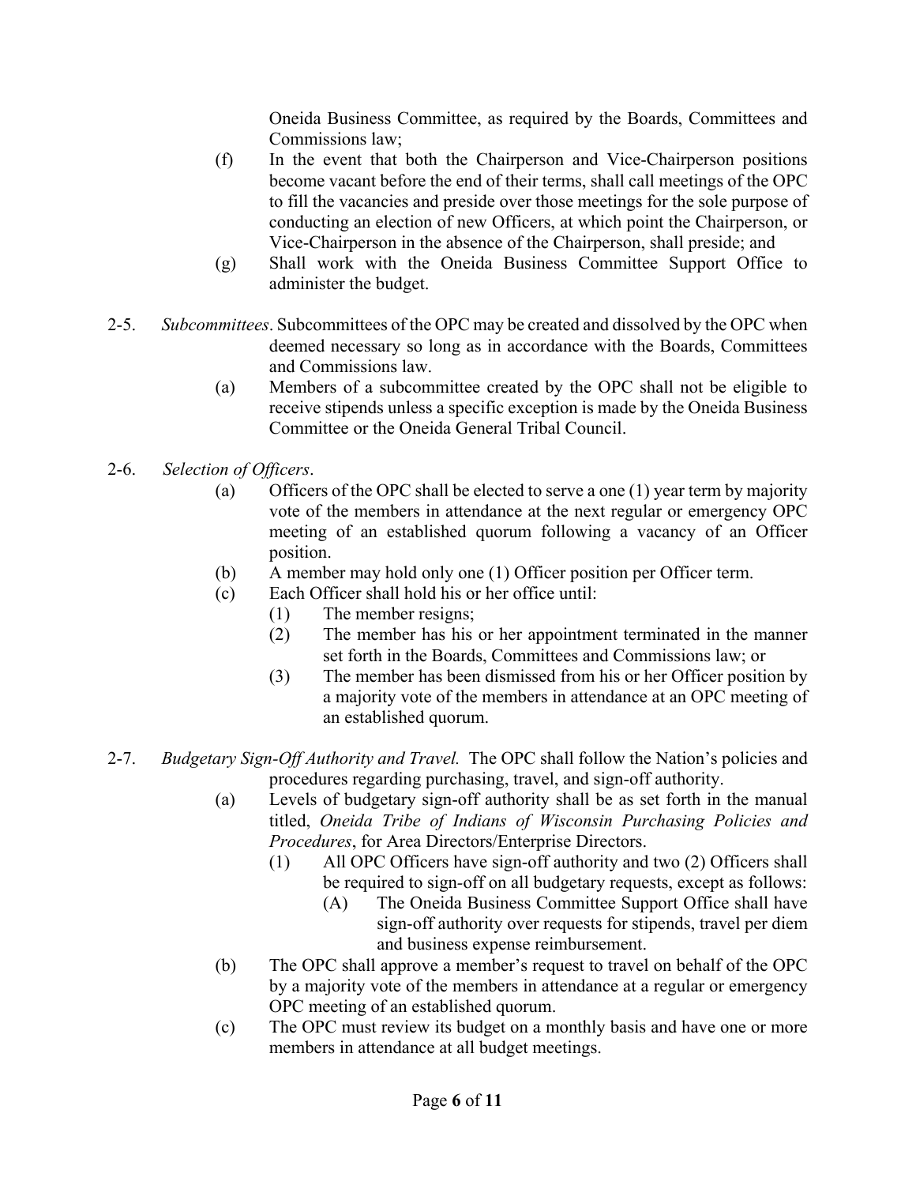Oneida Business Committee, as required by the Boards, Committees and Commissions law;

(f) In the event that both the Chairperson and Vice-Chairperson positions become vacant before the end of their terms, shall call meetings of the OPC to fill the vacancies and preside over those meetings for the sole purpose of conducting an election of new Officers, at which point the Chairperson, or Vice-Chairperson in the absence of the Chairperson, shall preside; and

(g) Shall work with the Oneida Business Committee Support Office to administer the budget.

2-5. *Subcommittees*. Subcommittees of the OPC may be created and dissolved by the OPC when deemed necessary so long as in accordance with the Boards, Committees and Commissions law.

(a) Members of a subcommittee created by the OPC shall not be eligible to receive stipends unless a specific exception is made by the Oneida Business Committee or the Oneida General Tribal Council.

2-6. *Selection of Officers*.

(a) Officers of the OPC shall be elected to serve a one (1) year term by majority vote of the members in attendance at the next regular or emergency OPC meeting of an established quorum following a vacancy of an Officer position.

(b) A member may hold only one (1) Officer position per Officer term.

(c) Each Officer shall hold his or her office until:

(1) The member resigns;

(2) The member has his or her appointment terminated in the manner set forth in the Boards, Committees and Commissions law; or

(3) The member has been dismissed from his or her Officer position by a majority vote of the members in attendance at an OPC meeting of an established quorum.

2-7. *Budgetary Sign-Off Authority and Travel.* The OPC shall follow the Nation's policies and procedures regarding purchasing, travel, and sign-off authority.

(a) Levels of budgetary sign-off authority shall be as set forth in the manual titled, *Oneida Tribe of Indians of Wisconsin Purchasing Policies and Procedures*, for Area Directors/Enterprise Directors.

(1) All OPC Officers have sign-off authority and two (2) Officers shall be required to sign-off on all budgetary requests, except as follows:

(A) The Oneida Business Committee Support Office shall have sign-off authority over requests for stipends, travel per diem and business expense reimbursement.

(b) The OPC shall approve a member's request to travel on behalf of the OPC by a majority vote of the members in attendance at a regular or emergency OPC meeting of an established quorum.

(c) The OPC must review its budget on a monthly basis and have one or more members in attendance at all budget meetings.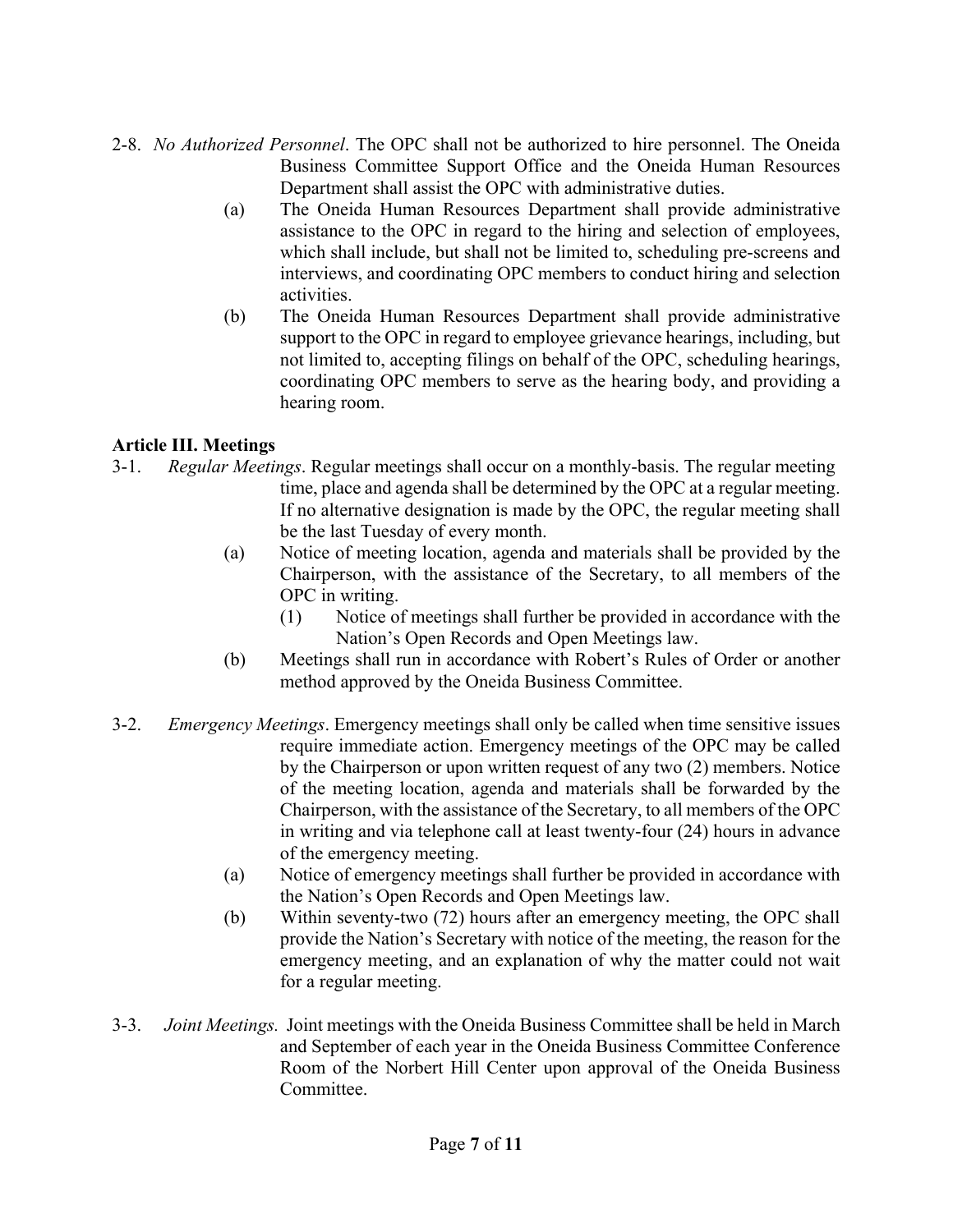2-8. *No Authorized Personnel*. The OPC shall not be authorized to hire personnel. The Oneida Business Committee Support Office and the Oneida Human Resources Department shall assist the OPC with administrative duties.

- (a) The Oneida Human Resources Department shall provide administrative assistance to the OPC in regard to the hiring and selection of employees, which shall include, but shall not be limited to, scheduling pre-screens and interviews, and coordinating OPC members to conduct hiring and selection activities.
- (b) The Oneida Human Resources Department shall provide administrative support to the OPC in regard to employee grievance hearings, including, but not limited to, accepting filings on behalf of the OPC, scheduling hearings, coordinating OPC members to serve as the hearing body, and providing a hearing room.

**Article III. Meetings**

3-1. *Regular Meetings*. Regular meetings shall occur on a monthly-basis. The regular meeting time, place and agenda shall be determined by the OPC at a regular meeting. If no alternative designation is made by the OPC, the regular meeting shall be the last Tuesday of every month.

- (a) Notice of meeting location, agenda and materials shall be provided by the Chairperson, with the assistance of the Secretary, to all members of the OPC in writing.
  - (1) Notice of meetings shall further be provided in accordance with the Nation's Open Records and Open Meetings law.
- (b) Meetings shall run in accordance with Robert's Rules of Order or another method approved by the Oneida Business Committee.

3-2. *Emergency Meetings*. Emergency meetings shall only be called when time sensitive issues require immediate action. Emergency meetings of the OPC may be called by the Chairperson or upon written request of any two (2) members. Notice of the meeting location, agenda and materials shall be forwarded by the Chairperson, with the assistance of the Secretary, to all members of the OPC in writing and via telephone call at least twenty-four (24) hours in advance of the emergency meeting.

- (a) Notice of emergency meetings shall further be provided in accordance with the Nation's Open Records and Open Meetings law.
- (b) Within seventy-two (72) hours after an emergency meeting, the OPC shall provide the Nation's Secretary with notice of the meeting, the reason for the emergency meeting, and an explanation of why the matter could not wait for a regular meeting.

3-3. *Joint Meetings.* Joint meetings with the Oneida Business Committee shall be held in March and September of each year in the Oneida Business Committee Conference Room of the Norbert Hill Center upon approval of the Oneida Business Committee.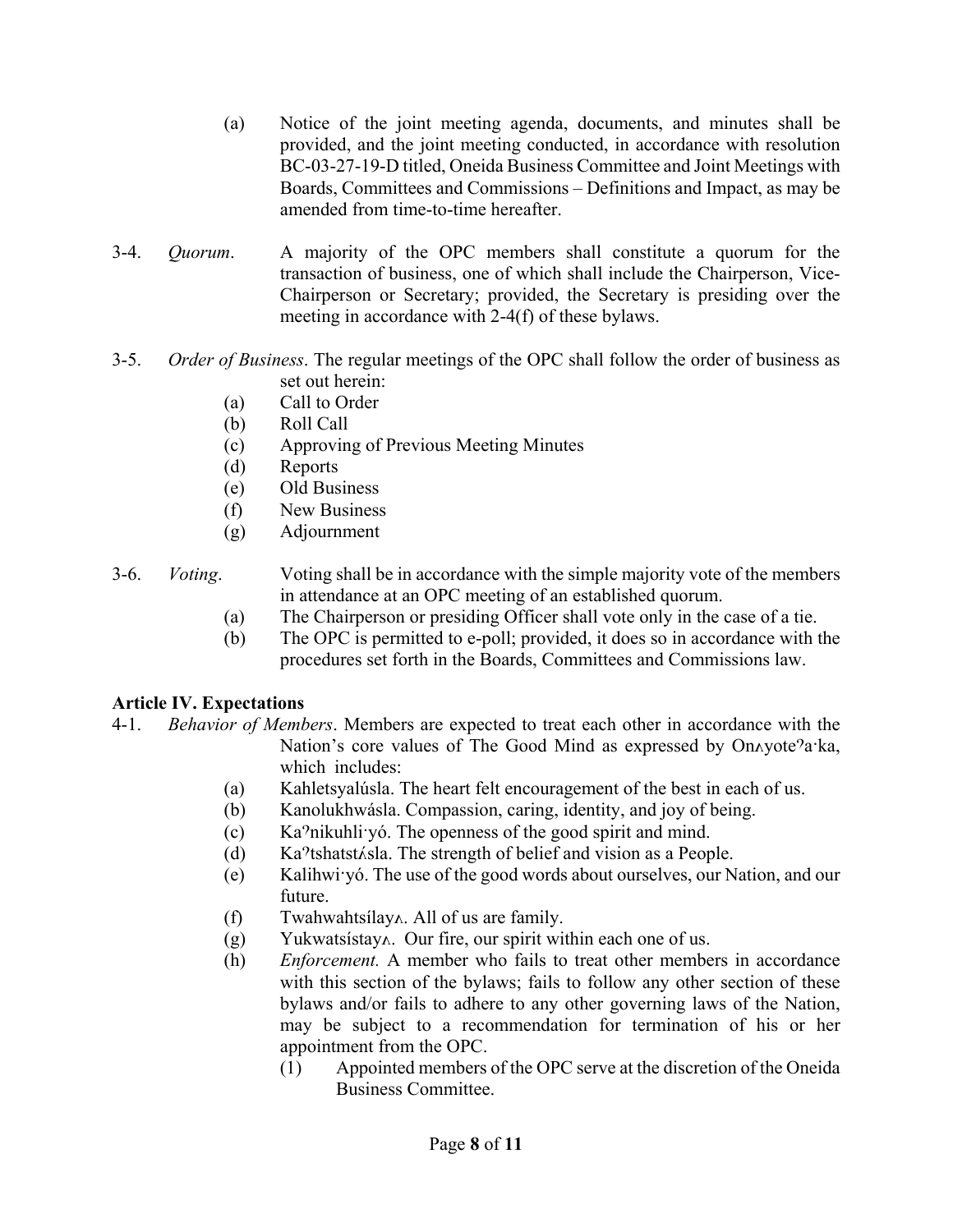(a) Notice of the joint meeting agenda, documents, and minutes shall be provided, and the joint meeting conducted, in accordance with resolution BC-03-27-19-D titled, Oneida Business Committee and Joint Meetings with Boards, Committees and Commissions – Definitions and Impact, as may be amended from time-to-time hereafter.

3-4. *Quorum*. A majority of the OPC members shall constitute a quorum for the transaction of business, one of which shall include the Chairperson, Vice-Chairperson or Secretary; provided, the Secretary is presiding over the meeting in accordance with 2-4(f) of these bylaws.

3-5. *Order of Business*. The regular meetings of the OPC shall follow the order of business as set out herein:

(a) Call to Order
(b) Roll Call
(c) Approving of Previous Meeting Minutes
(d) Reports
(e) Old Business
(f) New Business
(g) Adjournment

3-6. *Voting*. Voting shall be in accordance with the simple majority vote of the members in attendance at an OPC meeting of an established quorum.

(a) The Chairperson or presiding Officer shall vote only in the case of a tie.
(b) The OPC is permitted to e-poll; provided, it does so in accordance with the procedures set forth in the Boards, Committees and Commissions law.

**Article IV. Expectations**

4-1. *Behavior of Members*. Members are expected to treat each other in accordance with the Nation's core values of The Good Mind as expressed by Onʌyoteˀa·ka, which includes:

(a) Kahletsyalúsla. The heart felt encouragement of the best in each of us.
(b) Kanolukhwásla. Compassion, caring, identity, and joy of being.
(c) Kaˀnikuhli·yó. The openness of the good spirit and mind.
(d) Kaˀtshatstʌ́sla. The strength of belief and vision as a People.
(e) Kalihwi·yó. The use of the good words about ourselves, our Nation, and our future.
(f) Twahwahtsílayʌ. All of us are family.
(g) Yukwatsístayʌ. Our fire, our spirit within each one of us.
(h) *Enforcement.* A member who fails to treat other members in accordance with this section of the bylaws; fails to follow any other section of these bylaws and/or fails to adhere to any other governing laws of the Nation, may be subject to a recommendation for termination of his or her appointment from the OPC.
   (1) Appointed members of the OPC serve at the discretion of the Oneida Business Committee.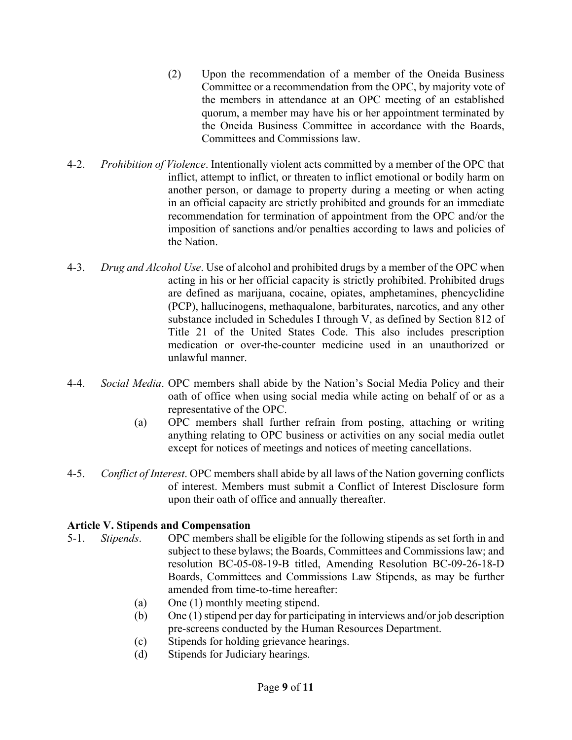(2) Upon the recommendation of a member of the Oneida Business Committee or a recommendation from the OPC, by majority vote of the members in attendance at an OPC meeting of an established quorum, a member may have his or her appointment terminated by the Oneida Business Committee in accordance with the Boards, Committees and Commissions law.

4-2. *Prohibition of Violence*. Intentionally violent acts committed by a member of the OPC that inflict, attempt to inflict, or threaten to inflict emotional or bodily harm on another person, or damage to property during a meeting or when acting in an official capacity are strictly prohibited and grounds for an immediate recommendation for termination of appointment from the OPC and/or the imposition of sanctions and/or penalties according to laws and policies of the Nation.

4-3. *Drug and Alcohol Use*. Use of alcohol and prohibited drugs by a member of the OPC when acting in his or her official capacity is strictly prohibited. Prohibited drugs are defined as marijuana, cocaine, opiates, amphetamines, phencyclidine (PCP), hallucinogens, methaqualone, barbiturates, narcotics, and any other substance included in Schedules I through V, as defined by Section 812 of Title 21 of the United States Code. This also includes prescription medication or over-the-counter medicine used in an unauthorized or unlawful manner.

4-4. *Social Media*. OPC members shall abide by the Nation's Social Media Policy and their oath of office when using social media while acting on behalf of or as a representative of the OPC.

(a) OPC members shall further refrain from posting, attaching or writing anything relating to OPC business or activities on any social media outlet except for notices of meetings and notices of meeting cancellations.

4-5. *Conflict of Interest*. OPC members shall abide by all laws of the Nation governing conflicts of interest. Members must submit a Conflict of Interest Disclosure form upon their oath of office and annually thereafter.

**Article V. Stipends and Compensation**

5-1. *Stipends*. OPC members shall be eligible for the following stipends as set forth in and subject to these bylaws; the Boards, Committees and Commissions law; and resolution BC-05-08-19-B titled, Amending Resolution BC-09-26-18-D Boards, Committees and Commissions Law Stipends, as may be further amended from time-to-time hereafter:

(a) One (1) monthly meeting stipend.

(b) One (1) stipend per day for participating in interviews and/or job description pre-screens conducted by the Human Resources Department.

(c) Stipends for holding grievance hearings.

(d) Stipends for Judiciary hearings.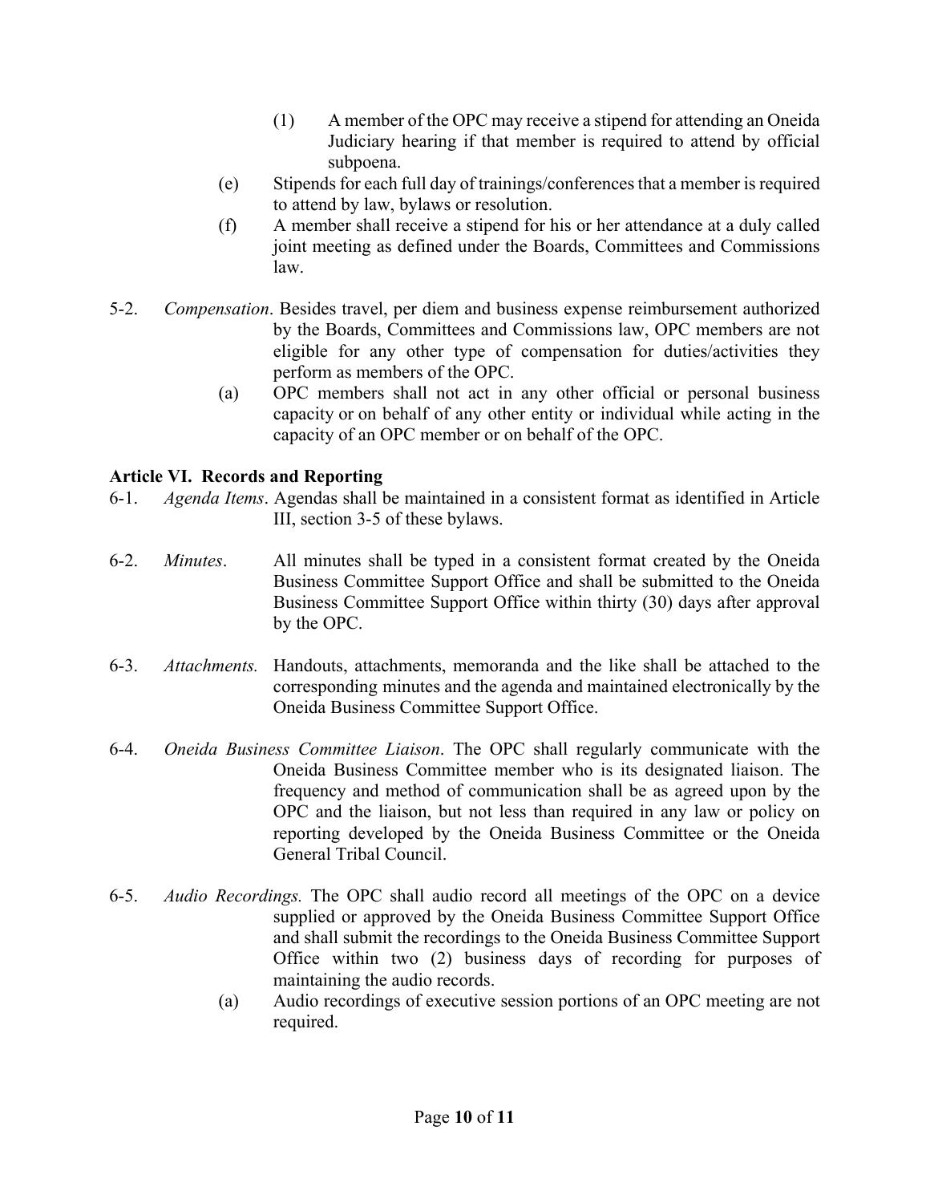(1) A member of the OPC may receive a stipend for attending an Oneida Judiciary hearing if that member is required to attend by official subpoena.

(e) Stipends for each full day of trainings/conferences that a member is required to attend by law, bylaws or resolution.

(f) A member shall receive a stipend for his or her attendance at a duly called joint meeting as defined under the Boards, Committees and Commissions law.

5-2. *Compensation*. Besides travel, per diem and business expense reimbursement authorized by the Boards, Committees and Commissions law, OPC members are not eligible for any other type of compensation for duties/activities they perform as members of the OPC.

(a) OPC members shall not act in any other official or personal business capacity or on behalf of any other entity or individual while acting in the capacity of an OPC member or on behalf of the OPC.

**Article VI. Records and Reporting**

6-1. *Agenda Items*. Agendas shall be maintained in a consistent format as identified in Article III, section 3-5 of these bylaws.

6-2. *Minutes*. All minutes shall be typed in a consistent format created by the Oneida Business Committee Support Office and shall be submitted to the Oneida Business Committee Support Office within thirty (30) days after approval by the OPC.

6-3. *Attachments.* Handouts, attachments, memoranda and the like shall be attached to the corresponding minutes and the agenda and maintained electronically by the Oneida Business Committee Support Office.

6-4. *Oneida Business Committee Liaison*. The OPC shall regularly communicate with the Oneida Business Committee member who is its designated liaison. The frequency and method of communication shall be as agreed upon by the OPC and the liaison, but not less than required in any law or policy on reporting developed by the Oneida Business Committee or the Oneida General Tribal Council.

6-5. *Audio Recordings.* The OPC shall audio record all meetings of the OPC on a device supplied or approved by the Oneida Business Committee Support Office and shall submit the recordings to the Oneida Business Committee Support Office within two (2) business days of recording for purposes of maintaining the audio records.

(a) Audio recordings of executive session portions of an OPC meeting are not required.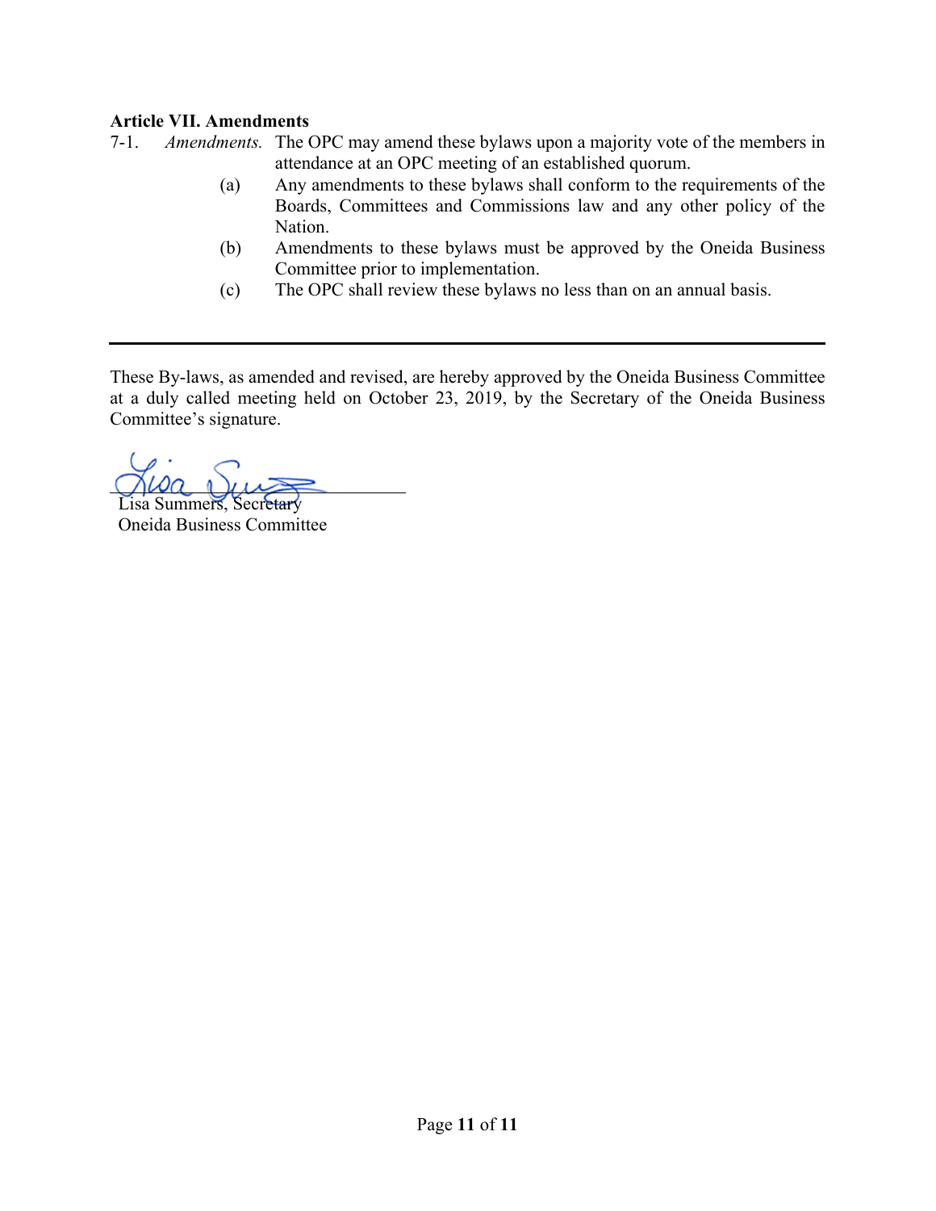**Article VII. Amendments**

7-1. *Amendments.* The OPC may amend these bylaws upon a majority vote of the members in attendance at an OPC meeting of an established quorum.

(a) Any amendments to these bylaws shall conform to the requirements of the Boards, Committees and Commissions law and any other policy of the Nation.

(b) Amendments to these bylaws must be approved by the Oneida Business Committee prior to implementation.

(c) The OPC shall review these bylaws no less than on an annual basis.

---

These By-laws, as amended and revised, are hereby approved by the Oneida Business Committee at a duly called meeting held on October 23, 2019, by the Secretary of the Oneida Business Committee's signature.

Lisa Summers, Secretary
Oneida Business Committee